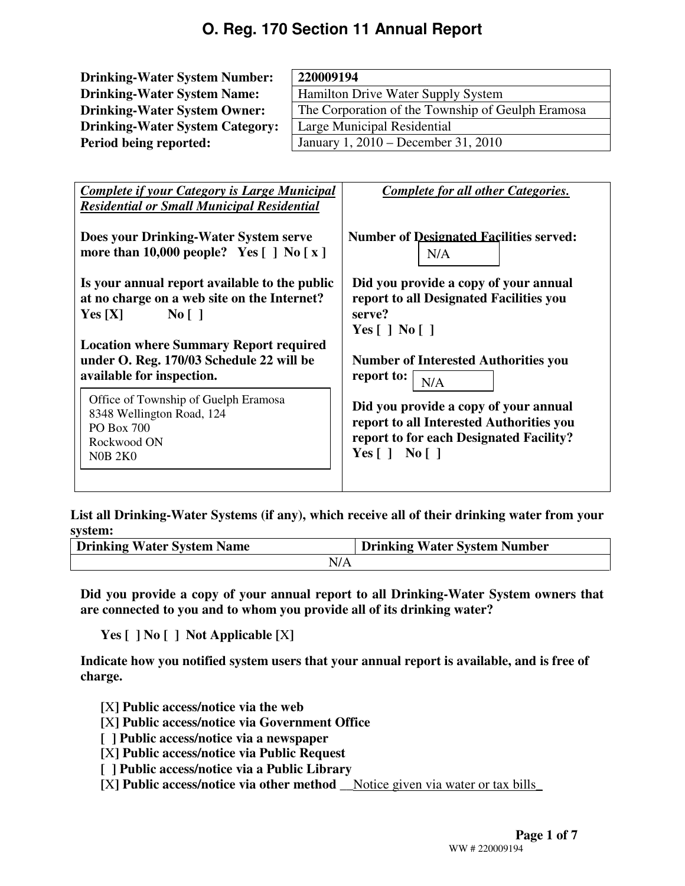# O. Reg. 170 Section 11 Annual Report

| | |
|---|---|
| **Drinking-Water System Number:** | **220009194** |
| **Drinking-Water System Name:** | Hamilton Drive Water Supply System |
| **Drinking-Water System Owner:** | The Corporation of the Township of Geulph Eramosa |
| **Drinking-Water System Category:** | Large Municipal Residential |
| **Period being reported:** | January 1, 2010 – December 31, 2010 |

| ***Complete if your Category is Large Municipal Residential or Small Municipal Residential*** | ***Complete for all other Categories.*** |
|---|---|
| **Does your Drinking-Water System serve more than 10,000 people? Yes [ ] No [ x ]** | **Number of Designated Facilities served:** N/A |
| **Is your annual report available to the public at no charge on a web site on the Internet? Yes [X] No [ ]** | **Did you provide a copy of your annual report to all Designated Facilities you serve? Yes [ ] No [ ]** |
| **Location where Summary Report required under O. Reg. 170/03 Schedule 22 will be available for inspection.** Office of Township of Guelph Eramosa, 8348 Wellington Road, 124, PO Box 700, Rockwood ON, N0B 2K0 | **Number of Interested Authorities you report to:** N/A |
| | **Did you provide a copy of your annual report to all Interested Authorities you report to for each Designated Facility? Yes [ ] No [ ]** |

**List all Drinking-Water Systems (if any), which receive all of their drinking water from your system:**

| Drinking Water System Name | Drinking Water System Number |
|---|---|
| N/A | |

**Did you provide a copy of your annual report to all Drinking-Water System owners that are connected to you and to whom you provide all of its drinking water?**

**Yes [ ] No [ ] Not Applicable** [X]

**Indicate how you notified system users that your annual report is available, and is free of charge.**

[X] **Public access/notice via the web**
[X] **Public access/notice via Government Office**
[ ] **Public access/notice via a newspaper**
[X] **Public access/notice via Public Request**
[ ] **Public access/notice via a Public Library**
[X] **Public access/notice via other method** __Notice given via water or tax bills_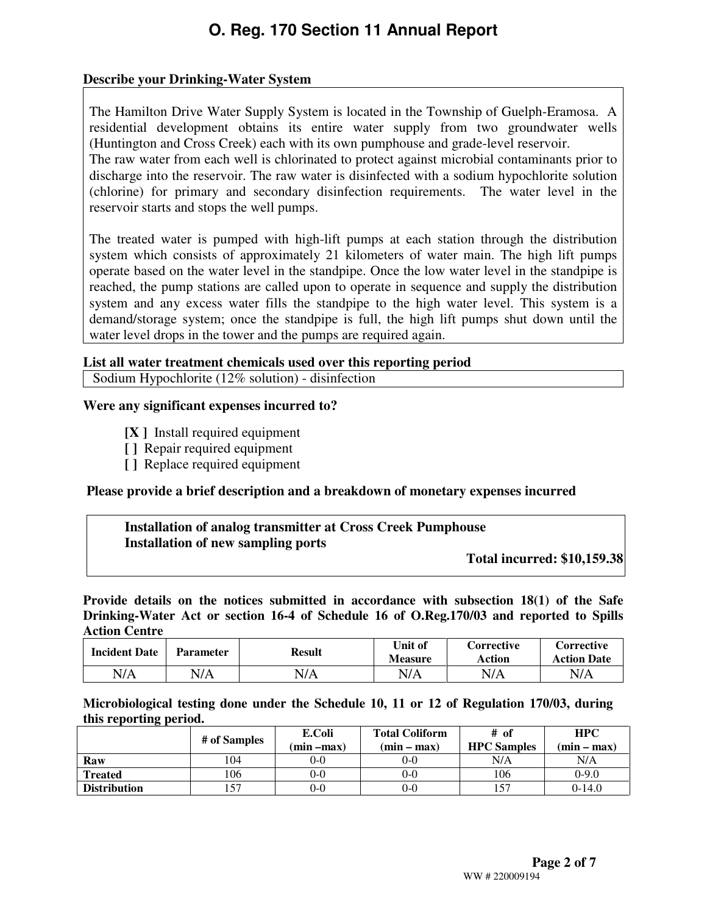# O. Reg. 170 Section 11 Annual Report

**Describe your Drinking-Water System**

The Hamilton Drive Water Supply System is located in the Township of Guelph-Eramosa. A residential development obtains its entire water supply from two groundwater wells (Huntington and Cross Creek) each with its own pumphouse and grade-level reservoir.
The raw water from each well is chlorinated to protect against microbial contaminants prior to discharge into the reservoir. The raw water is disinfected with a sodium hypochlorite solution (chlorine) for primary and secondary disinfection requirements. The water level in the reservoir starts and stops the well pumps.

The treated water is pumped with high-lift pumps at each station through the distribution system which consists of approximately 21 kilometers of water main. The high lift pumps operate based on the water level in the standpipe. Once the low water level in the standpipe is reached, the pump stations are called upon to operate in sequence and supply the distribution system and any excess water fills the standpipe to the high water level. This system is a demand/storage system; once the standpipe is full, the high lift pumps shut down until the water level drops in the tower and the pumps are required again.

**List all water treatment chemicals used over this reporting period**

Sodium Hypochlorite (12% solution) - disinfection

**Were any significant expenses incurred to?**

- **[X ]** Install required equipment
- **[ ]** Repair required equipment
- **[ ]** Replace required equipment

**Please provide a brief description and a breakdown of monetary expenses incurred**

**Installation of analog transmitter at Cross Creek Pumphouse**
**Installation of new sampling ports**

**Total incurred: $10,159.38**

**Provide details on the notices submitted in accordance with subsection 18(1) of the Safe Drinking-Water Act or section 16-4 of Schedule 16 of O.Reg.170/03 and reported to Spills Action Centre**

| Incident Date | Parameter | Result | Unit of Measure | Corrective Action | Corrective Action Date |
|---|---|---|---|---|---|
| N/A | N/A | N/A | N/A | N/A | N/A |

**Microbiological testing done under the Schedule 10, 11 or 12 of Regulation 170/03, during this reporting period.**

| | # of Samples | E.Coli (min –max) | Total Coliform (min – max) | # of HPC Samples | HPC (min – max) |
|---|---|---|---|---|---|
| **Raw** | 104 | 0-0 | 0-0 | N/A | N/A |
| **Treated** | 106 | 0-0 | 0-0 | 106 | 0-9.0 |
| **Distribution** | 157 | 0-0 | 0-0 | 157 | 0-14.0 |

WW # 220009194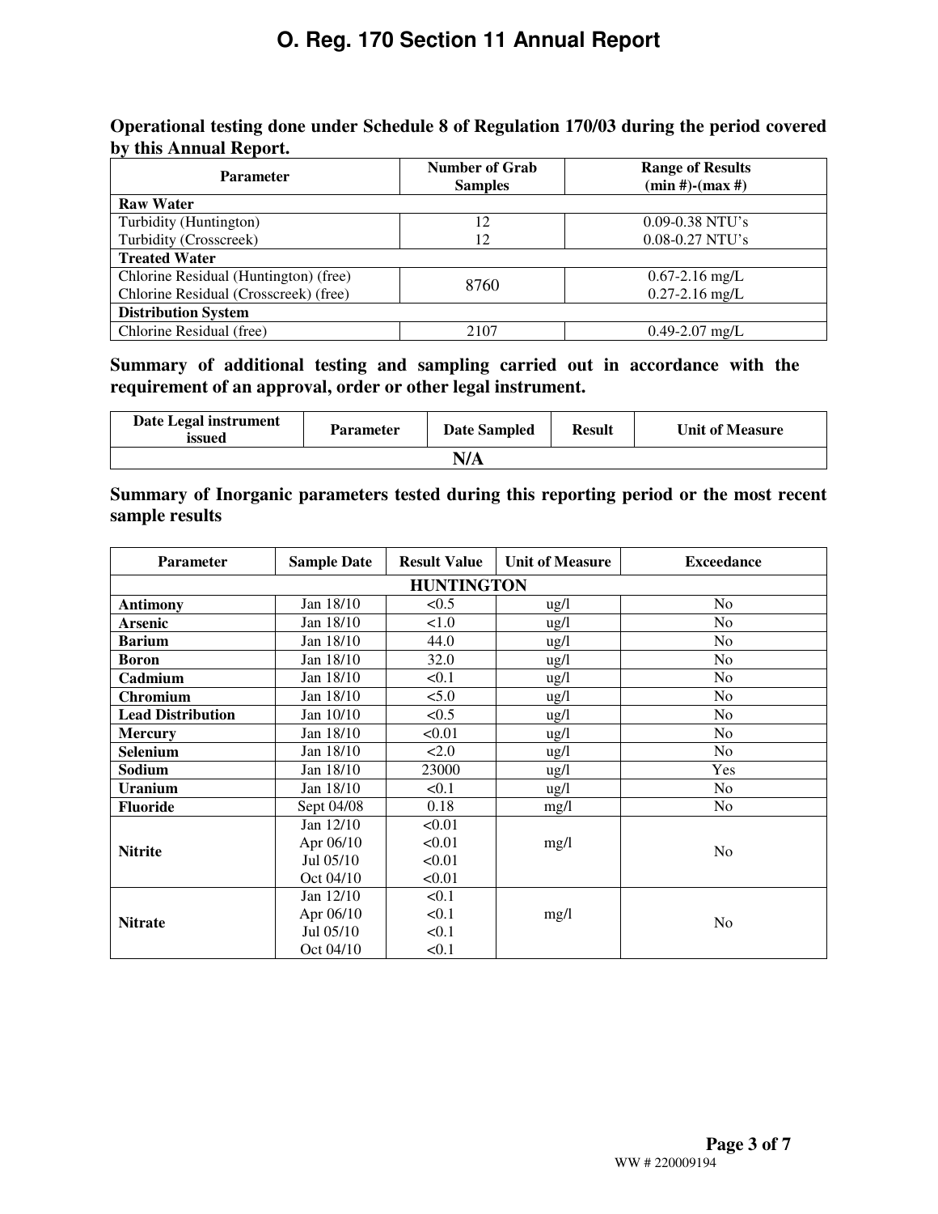# O. Reg. 170 Section 11 Annual Report

**Operational testing done under Schedule 8 of Regulation 170/03 during the period covered by this Annual Report.**

| Parameter | Number of Grab Samples | Range of Results (min #)-(max #) |
|---|---|---|
| **Raw Water** | | |
| Turbidity (Huntington) | 12 | 0.09-0.38 NTU's |
| Turbidity (Crosscreek) | 12 | 0.08-0.27 NTU's |
| **Treated Water** | | |
| Chlorine Residual (Huntington) (free) | 8760 | 0.67-2.16 mg/L |
| Chlorine Residual (Crosscreek) (free) | | 0.27-2.16 mg/L |
| **Distribution System** | | |
| Chlorine Residual (free) | 2107 | 0.49-2.07 mg/L |

**Summary of additional testing and sampling carried out in accordance with the requirement of an approval, order or other legal instrument.**

| Date Legal instrument issued | Parameter | Date Sampled | Result | Unit of Measure |
|---|---|---|---|---|
| **N/A** | | | | |

**Summary of Inorganic parameters tested during this reporting period or the most recent sample results**

| Parameter | Sample Date | Result Value | Unit of Measure | Exceedance |
|---|---|---|---|---|
| **HUNTINGTON** | | | | |
| **Antimony** | Jan 18/10 | <0.5 | ug/l | No |
| **Arsenic** | Jan 18/10 | <1.0 | ug/l | No |
| **Barium** | Jan 18/10 | 44.0 | ug/l | No |
| **Boron** | Jan 18/10 | 32.0 | ug/l | No |
| **Cadmium** | Jan 18/10 | <0.1 | ug/l | No |
| **Chromium** | Jan 18/10 | <5.0 | ug/l | No |
| **Lead Distribution** | Jan 10/10 | <0.5 | ug/l | No |
| **Mercury** | Jan 18/10 | <0.01 | ug/l | No |
| **Selenium** | Jan 18/10 | <2.0 | ug/l | No |
| **Sodium** | Jan 18/10 | 23000 | ug/l | Yes |
| **Uranium** | Jan 18/10 | <0.1 | ug/l | No |
| **Fluoride** | Sept 04/08 | 0.18 | mg/l | No |
| **Nitrite** | Jan 12/10<br>Apr 06/10<br>Jul 05/10<br>Oct 04/10 | <0.01<br><0.01<br><0.01<br><0.01 | mg/l | No |
| **Nitrate** | Jan 12/10<br>Apr 06/10<br>Jul 05/10<br>Oct 04/10 | <0.1<br><0.1<br><0.1<br><0.1 | mg/l | No |

WW # 220009194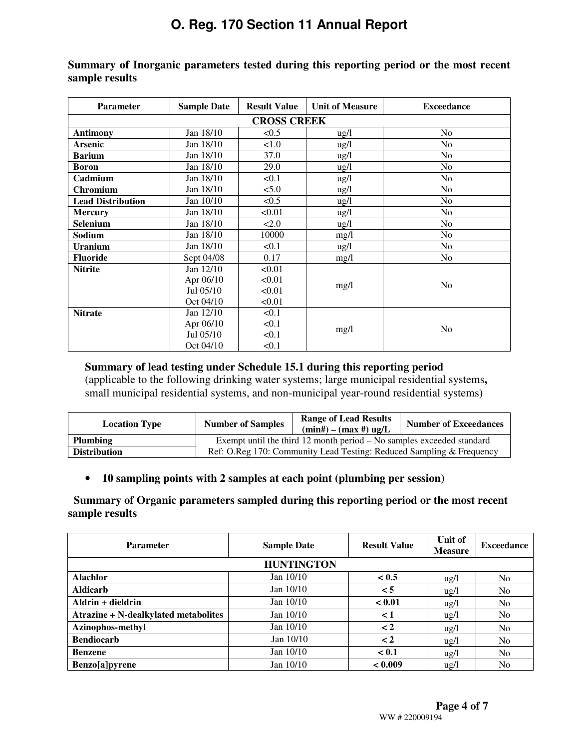**Summary of Inorganic parameters tested during this reporting period or the most recent sample results**

| Parameter | Sample Date | Result Value | Unit of Measure | Exceedance |
|---|---|---|---|---|
| **CROSS CREEK** | | | | |
| **Antimony** | Jan 18/10 | <0.5 | ug/l | No |
| **Arsenic** | Jan 18/10 | <1.0 | ug/l | No |
| **Barium** | Jan 18/10 | 37.0 | ug/l | No |
| **Boron** | Jan 18/10 | 29.0 | ug/l | No |
| **Cadmium** | Jan 18/10 | <0.1 | ug/l | No |
| **Chromium** | Jan 18/10 | <5.0 | ug/l | No |
| **Lead Distribution** | Jan 10/10 | <0.5 | ug/l | No |
| **Mercury** | Jan 18/10 | <0.01 | ug/l | No |
| **Selenium** | Jan 18/10 | <2.0 | ug/l | No |
| **Sodium** | Jan 18/10 | 10000 | mg/l | No |
| **Uranium** | Jan 18/10 | <0.1 | ug/l | No |
| **Fluoride** | Sept 04/08 | 0.17 | mg/l | No |
| **Nitrite** | Jan 12/10<br>Apr 06/10<br>Jul 05/10<br>Oct 04/10 | <0.01<br><0.01<br><0.01<br><0.01 | mg/l | No |
| **Nitrate** | Jan 12/10<br>Apr 06/10<br>Jul 05/10<br>Oct 04/10 | <0.1<br><0.1<br><0.1<br><0.1 | mg/l | No |

**Summary of lead testing under Schedule 15.1 during this reporting period**
(applicable to the following drinking water systems; large municipal residential systems**,** small municipal residential systems, and non-municipal year-round residential systems)

| Location Type | Number of Samples | Range of Lead Results (min#) – (max #) ug/L | Number of Exceedances |
|---|---|---|---|
| **Plumbing** | Exempt until the third 12 month period – No samples exceeded standard | | |
| **Distribution** | Ref: O.Reg 170: Community Lead Testing: Reduced Sampling & Frequency | | |

- **10 sampling points with 2 samples at each point (plumbing per session)**

**Summary of Organic parameters sampled during this reporting period or the most recent sample results**

| Parameter | Sample Date | Result Value | Unit of Measure | Exceedance |
|---|---|---|---|---|
| **HUNTINGTON** | | | | |
| **Alachlor** | Jan 10/10 | **< 0.5** | ug/l | No |
| **Aldicarb** | Jan 10/10 | **< 5** | ug/l | No |
| **Aldrin + dieldrin** | Jan 10/10 | **< 0.01** | ug/l | No |
| **Atrazine + N-dealkylated metabolites** | Jan 10/10 | **< 1** | ug/l | No |
| **Azinophos-methyl** | Jan 10/10 | **< 2** | ug/l | No |
| **Bendiocarb** | Jan 10/10 | **< 2** | ug/l | No |
| **Benzene** | Jan 10/10 | **< 0.1** | ug/l | No |
| **Benzo[a]pyrene** | Jan 10/10 | **< 0.009** | ug/l | No |

WW # 220009194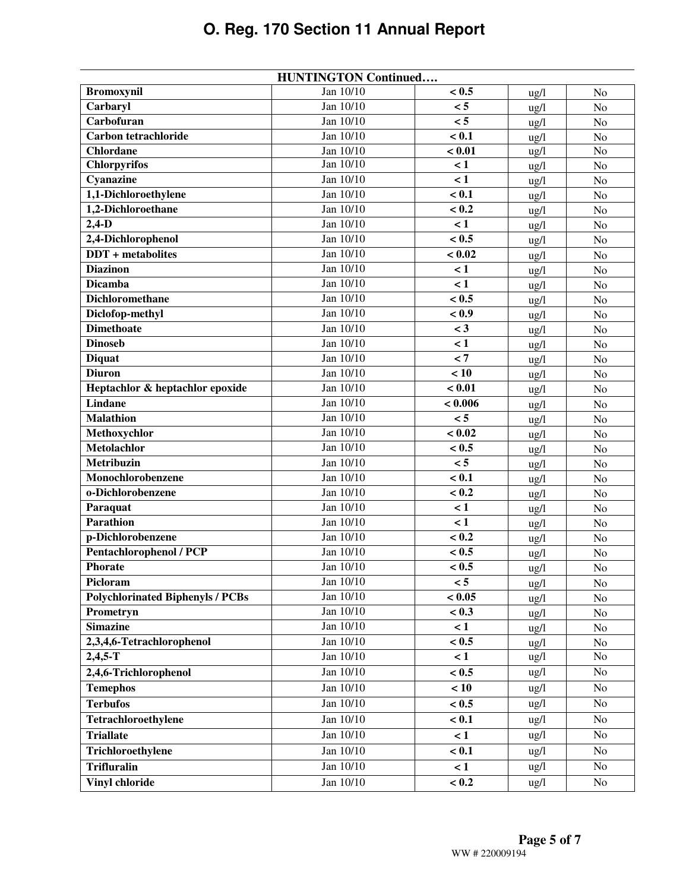# O. Reg. 170 Section 11 Annual Report

| HUNTINGTON Continued…. | | | | |
|---|---|---|---|---|
| **Bromoxynil** | Jan 10/10 | **< 0.5** | ug/l | No |
| **Carbaryl** | Jan 10/10 | **< 5** | ug/l | No |
| **Carbofuran** | Jan 10/10 | **< 5** | ug/l | No |
| **Carbon tetrachloride** | Jan 10/10 | **< 0.1** | ug/l | No |
| **Chlordane** | Jan 10/10 | **< 0.01** | ug/l | No |
| **Chlorpyrifos** | Jan 10/10 | **< 1** | ug/l | No |
| **Cyanazine** | Jan 10/10 | **< 1** | ug/l | No |
| **1,1-Dichloroethylene** | Jan 10/10 | **< 0.1** | ug/l | No |
| **1,2-Dichloroethane** | Jan 10/10 | **< 0.2** | ug/l | No |
| **2,4-D** | Jan 10/10 | **< 1** | ug/l | No |
| **2,4-Dichlorophenol** | Jan 10/10 | **< 0.5** | ug/l | No |
| **DDT + metabolites** | Jan 10/10 | **< 0.02** | ug/l | No |
| **Diazinon** | Jan 10/10 | **< 1** | ug/l | No |
| **Dicamba** | Jan 10/10 | **< 1** | ug/l | No |
| **Dichloromethane** | Jan 10/10 | **< 0.5** | ug/l | No |
| **Diclofop-methyl** | Jan 10/10 | **< 0.9** | ug/l | No |
| **Dimethoate** | Jan 10/10 | **< 3** | ug/l | No |
| **Dinoseb** | Jan 10/10 | **< 1** | ug/l | No |
| **Diquat** | Jan 10/10 | **< 7** | ug/l | No |
| **Diuron** | Jan 10/10 | **< 10** | ug/l | No |
| **Heptachlor & heptachlor epoxide** | Jan 10/10 | **< 0.01** | ug/l | No |
| **Lindane** | Jan 10/10 | **< 0.006** | ug/l | No |
| **Malathion** | Jan 10/10 | **< 5** | ug/l | No |
| **Methoxychlor** | Jan 10/10 | **< 0.02** | ug/l | No |
| **Metolachlor** | Jan 10/10 | **< 0.5** | ug/l | No |
| **Metribuzin** | Jan 10/10 | **< 5** | ug/l | No |
| **Monochlorobenzene** | Jan 10/10 | **< 0.1** | ug/l | No |
| **o-Dichlorobenzene** | Jan 10/10 | **< 0.2** | ug/l | No |
| **Paraquat** | Jan 10/10 | **< 1** | ug/l | No |
| **Parathion** | Jan 10/10 | **< 1** | ug/l | No |
| **p-Dichlorobenzene** | Jan 10/10 | **< 0.2** | ug/l | No |
| **Pentachlorophenol / PCP** | Jan 10/10 | **< 0.5** | ug/l | No |
| **Phorate** | Jan 10/10 | **< 0.5** | ug/l | No |
| **Picloram** | Jan 10/10 | **< 5** | ug/l | No |
| **Polychlorinated Biphenyls / PCBs** | Jan 10/10 | **< 0.05** | ug/l | No |
| **Prometryn** | Jan 10/10 | **< 0.3** | ug/l | No |
| **Simazine** | Jan 10/10 | **< 1** | ug/l | No |
| **2,3,4,6-Tetrachlorophenol** | Jan 10/10 | **< 0.5** | ug/l | No |
| **2,4,5-T** | Jan 10/10 | **< 1** | ug/l | No |
| **2,4,6-Trichlorophenol** | Jan 10/10 | **< 0.5** | ug/l | No |
| **Temephos** | Jan 10/10 | **< 10** | ug/l | No |
| **Terbufos** | Jan 10/10 | **< 0.5** | ug/l | No |
| **Tetrachloroethylene** | Jan 10/10 | **< 0.1** | ug/l | No |
| **Triallate** | Jan 10/10 | **< 1** | ug/l | No |
| **Trichloroethylene** | Jan 10/10 | **< 0.1** | ug/l | No |
| **Trifluralin** | Jan 10/10 | **< 1** | ug/l | No |
| **Vinyl chloride** | Jan 10/10 | **< 0.2** | ug/l | No |

WW # 220009194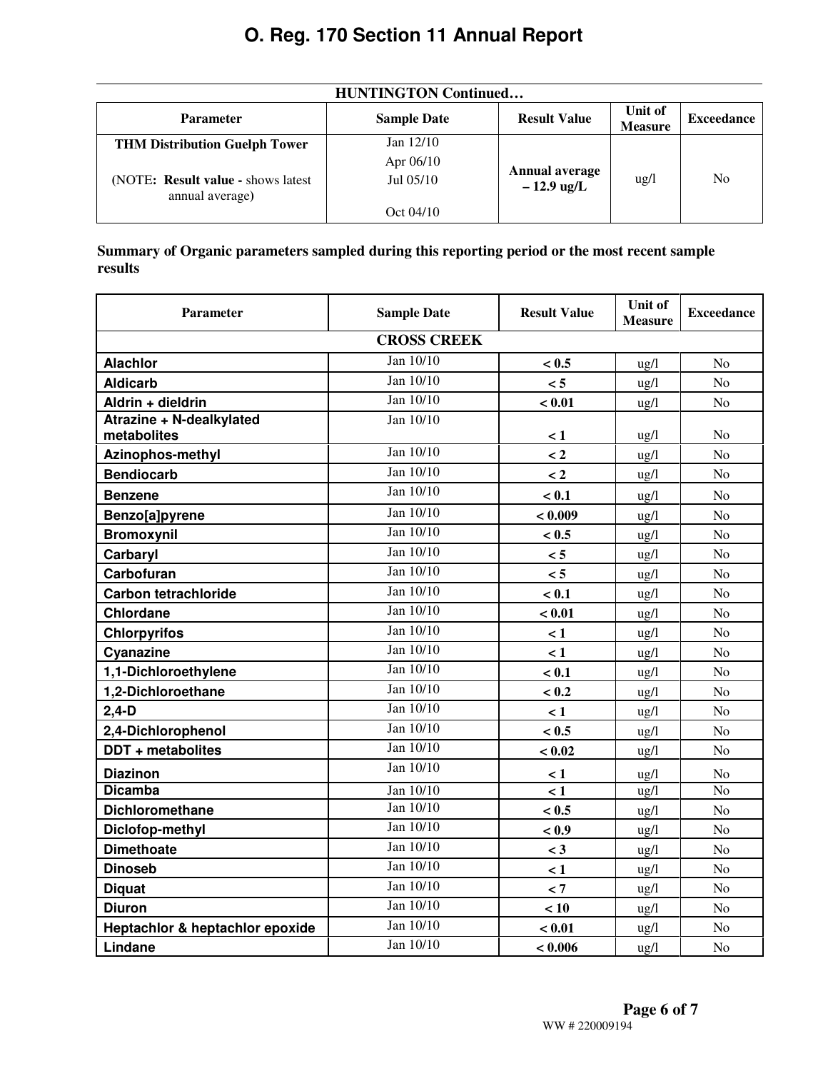# O. Reg. 170 Section 11 Annual Report

| HUNTINGTON Continued… | | | | |
|---|---|---|---|---|
| **Parameter** | **Sample Date** | **Result Value** | **Unit of Measure** | **Exceedance** |
| **THM Distribution Guelph Tower**<br><br>(NOTE: **Result value -** shows latest annual average) | Jan 12/10<br>Apr 06/10<br>Jul 05/10<br>Oct 04/10 | **Annual average – 12.9 ug/L** | ug/l | No |

**Summary of Organic parameters sampled during this reporting period or the most recent sample results**

| Parameter | Sample Date | Result Value | Unit of Measure | Exceedance |
|---|---|---|---|---|
| **CROSS CREEK** | | | | |
| **Alachlor** | Jan 10/10 | **< 0.5** | ug/l | No |
| **Aldicarb** | Jan 10/10 | **< 5** | ug/l | No |
| **Aldrin + dieldrin** | Jan 10/10 | **< 0.01** | ug/l | No |
| **Atrazine + N-dealkylated metabolites** | Jan 10/10 | **< 1** | ug/l | No |
| **Azinophos-methyl** | Jan 10/10 | **< 2** | ug/l | No |
| **Bendiocarb** | Jan 10/10 | **< 2** | ug/l | No |
| **Benzene** | Jan 10/10 | **< 0.1** | ug/l | No |
| **Benzo[a]pyrene** | Jan 10/10 | **< 0.009** | ug/l | No |
| **Bromoxynil** | Jan 10/10 | **< 0.5** | ug/l | No |
| **Carbaryl** | Jan 10/10 | **< 5** | ug/l | No |
| **Carbofuran** | Jan 10/10 | **< 5** | ug/l | No |
| **Carbon tetrachloride** | Jan 10/10 | **< 0.1** | ug/l | No |
| **Chlordane** | Jan 10/10 | **< 0.01** | ug/l | No |
| **Chlorpyrifos** | Jan 10/10 | **< 1** | ug/l | No |
| **Cyanazine** | Jan 10/10 | **< 1** | ug/l | No |
| **1,1-Dichloroethylene** | Jan 10/10 | **< 0.1** | ug/l | No |
| **1,2-Dichloroethane** | Jan 10/10 | **< 0.2** | ug/l | No |
| **2,4-D** | Jan 10/10 | **< 1** | ug/l | No |
| **2,4-Dichlorophenol** | Jan 10/10 | **< 0.5** | ug/l | No |
| **DDT + metabolites** | Jan 10/10 | **< 0.02** | ug/l | No |
| **Diazinon** | Jan 10/10 | **< 1** | ug/l | No |
| **Dicamba** | Jan 10/10 | **< 1** | ug/l | No |
| **Dichloromethane** | Jan 10/10 | **< 0.5** | ug/l | No |
| **Diclofop-methyl** | Jan 10/10 | **< 0.9** | ug/l | No |
| **Dimethoate** | Jan 10/10 | **< 3** | ug/l | No |
| **Dinoseb** | Jan 10/10 | **< 1** | ug/l | No |
| **Diquat** | Jan 10/10 | **< 7** | ug/l | No |
| **Diuron** | Jan 10/10 | **< 10** | ug/l | No |
| **Heptachlor & heptachlor epoxide** | Jan 10/10 | **< 0.01** | ug/l | No |
| **Lindane** | Jan 10/10 | **< 0.006** | ug/l | No |

WW # 220009194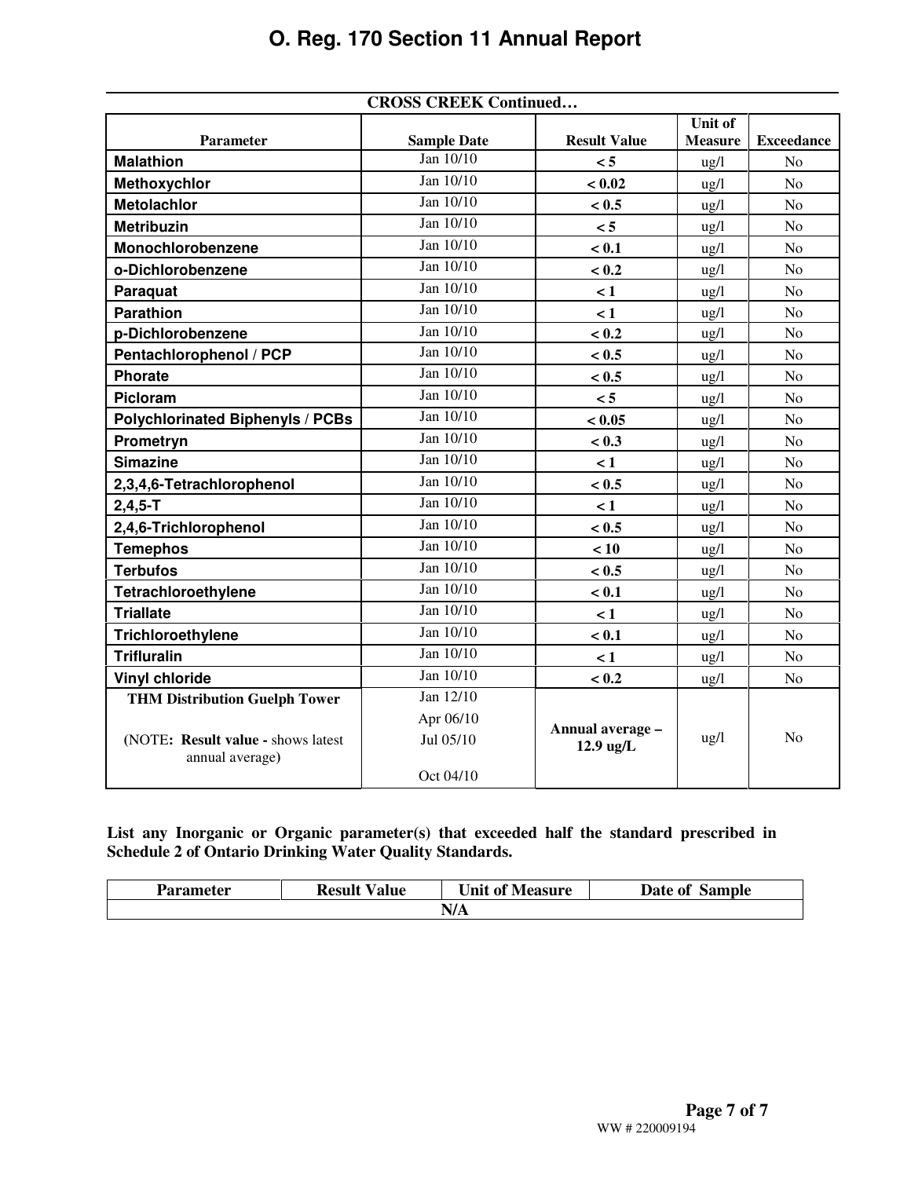# O. Reg. 170 Section 11 Annual Report

| CROSS CREEK Continued… | | | | |
|---|---|---|---|---|
| **Parameter** | **Sample Date** | **Result Value** | **Unit of Measure** | **Exceedance** |
| **Malathion** | Jan 10/10 | **< 5** | ug/l | No |
| **Methoxychlor** | Jan 10/10 | **< 0.02** | ug/l | No |
| **Metolachlor** | Jan 10/10 | **< 0.5** | ug/l | No |
| **Metribuzin** | Jan 10/10 | **< 5** | ug/l | No |
| **Monochlorobenzene** | Jan 10/10 | **< 0.1** | ug/l | No |
| **o-Dichlorobenzene** | Jan 10/10 | **< 0.2** | ug/l | No |
| **Paraquat** | Jan 10/10 | **< 1** | ug/l | No |
| **Parathion** | Jan 10/10 | **< 1** | ug/l | No |
| **p-Dichlorobenzene** | Jan 10/10 | **< 0.2** | ug/l | No |
| **Pentachlorophenol / PCP** | Jan 10/10 | **< 0.5** | ug/l | No |
| **Phorate** | Jan 10/10 | **< 0.5** | ug/l | No |
| **Picloram** | Jan 10/10 | **< 5** | ug/l | No |
| **Polychlorinated Biphenyls / PCBs** | Jan 10/10 | **< 0.05** | ug/l | No |
| **Prometryn** | Jan 10/10 | **< 0.3** | ug/l | No |
| **Simazine** | Jan 10/10 | **< 1** | ug/l | No |
| **2,3,4,6-Tetrachlorophenol** | Jan 10/10 | **< 0.5** | ug/l | No |
| **2,4,5-T** | Jan 10/10 | **< 1** | ug/l | No |
| **2,4,6-Trichlorophenol** | Jan 10/10 | **< 0.5** | ug/l | No |
| **Temephos** | Jan 10/10 | **< 10** | ug/l | No |
| **Terbufos** | Jan 10/10 | **< 0.5** | ug/l | No |
| **Tetrachloroethylene** | Jan 10/10 | **< 0.1** | ug/l | No |
| **Triallate** | Jan 10/10 | **< 1** | ug/l | No |
| **Trichloroethylene** | Jan 10/10 | **< 0.1** | ug/l | No |
| **Trifluralin** | Jan 10/10 | **< 1** | ug/l | No |
| **Vinyl chloride** | Jan 10/10 | **< 0.2** | ug/l | No |
| **THM Distribution Guelph Tower** (NOTE: **Result value -** shows latest annual average) | Jan 12/10 Apr 06/10 Jul 05/10 Oct 04/10 | **Annual average – 12.9 ug/L** | ug/l | No |

**List any Inorganic or Organic parameter(s) that exceeded half the standard prescribed in Schedule 2 of Ontario Drinking Water Quality Standards.**

| Parameter | Result Value | Unit of Measure | Date of Sample |
|---|---|---|---|
| N/A | | | |

WW # 220009194